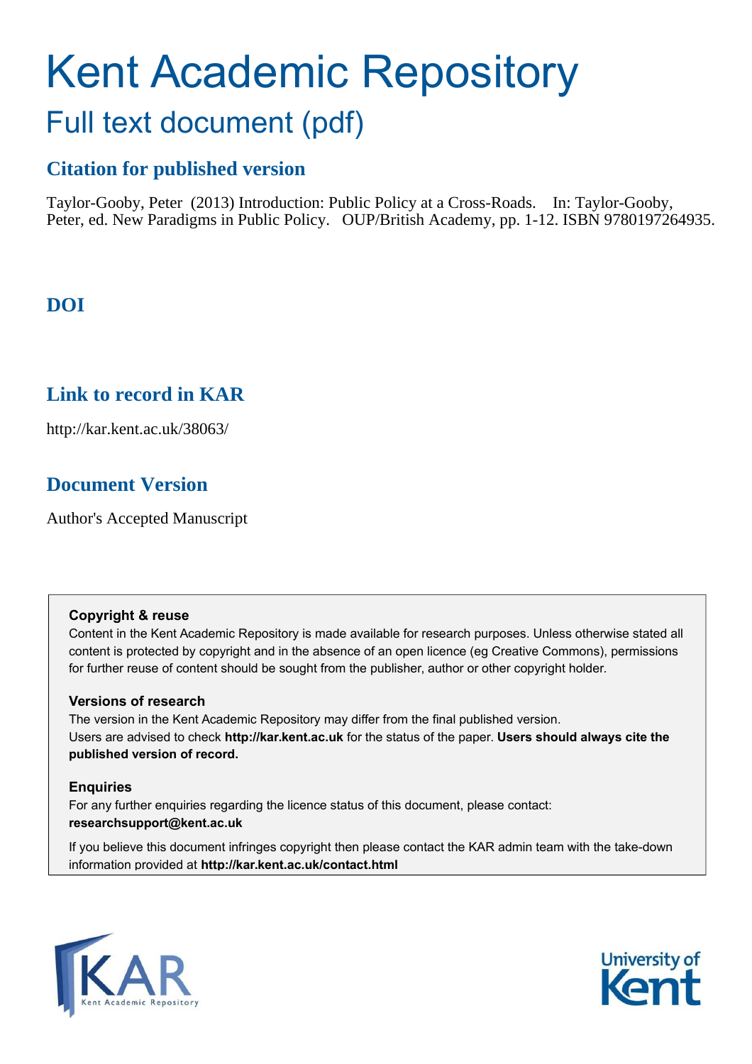# Kent Academic Repository

## Full text document (pdf)

### Citation for published version

Taylor-Gooby, Peter (2013) Introduction: Public Policy at a Cross-Roads. In: Taylor-Gooby, Peter, ed. New Paradigms in Public Policy. OUP/British Academy, pp. 1-12. ISBN 9780197264935.

### DOI

### Link to record in KAR

http://kar.kent.ac.uk/38063/

### Document Version

Author's Accepted Manuscript

**Copyright & reuse**

Content in the Kent Academic Repository is made available for research purposes. Unless otherwise stated all content is protected by copyright and in the absence of an open licence (eg Creative Commons), permissions for further reuse of content should be sought from the publisher, author or other copyright holder.

**Versions of research**

The version in the Kent Academic Repository may differ from the final published version. Users are advised to check **http://kar.kent.ac.uk** for the status of the paper. **Users should always cite the published version of record.**

**Enquiries**

For any further enquiries regarding the licence status of this document, please contact: **researchsupport@kent.ac.uk**

If you believe this document infringes copyright then please contact the KAR admin team with the take-down information provided at **http://kar.kent.ac.uk/contact.html**

KAR Kent Academic Repository

University of Kent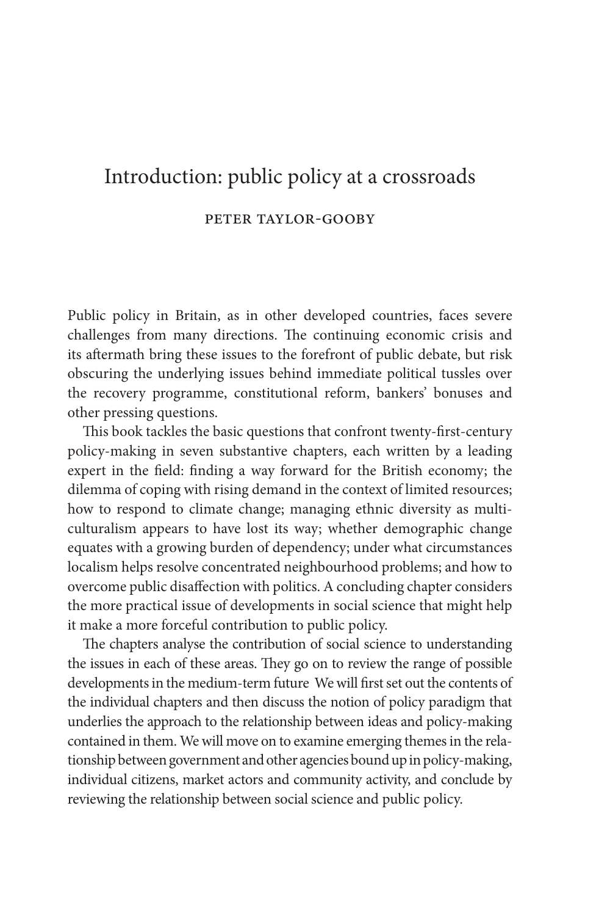# Introduction: public policy at a crossroads

PETER TAYLOR-GOOBY

Public policy in Britain, as in other developed countries, faces severe challenges from many directions. The continuing economic crisis and its aftermath bring these issues to the forefront of public debate, but risk obscuring the underlying issues behind immediate political tussles over the recovery programme, constitutional reform, bankers' bonuses and other pressing questions.

This book tackles the basic questions that confront twenty-first-century policy-making in seven substantive chapters, each written by a leading expert in the field: finding a way forward for the British economy; the dilemma of coping with rising demand in the context of limited resources; how to respond to climate change; managing ethnic diversity as multi-culturalism appears to have lost its way; whether demographic change equates with a growing burden of dependency; under what circumstances localism helps resolve concentrated neighbourhood problems; and how to overcome public disaffection with politics. A concluding chapter considers the more practical issue of developments in social science that might help it make a more forceful contribution to public policy.

The chapters analyse the contribution of social science to understanding the issues in each of these areas. They go on to review the range of possible developments in the medium-term future We will first set out the contents of the individual chapters and then discuss the notion of policy paradigm that underlies the approach to the relationship between ideas and policy-making contained in them. We will move on to examine emerging themes in the relationship between government and other agencies bound up in policy-making, individual citizens, market actors and community activity, and conclude by reviewing the relationship between social science and public policy.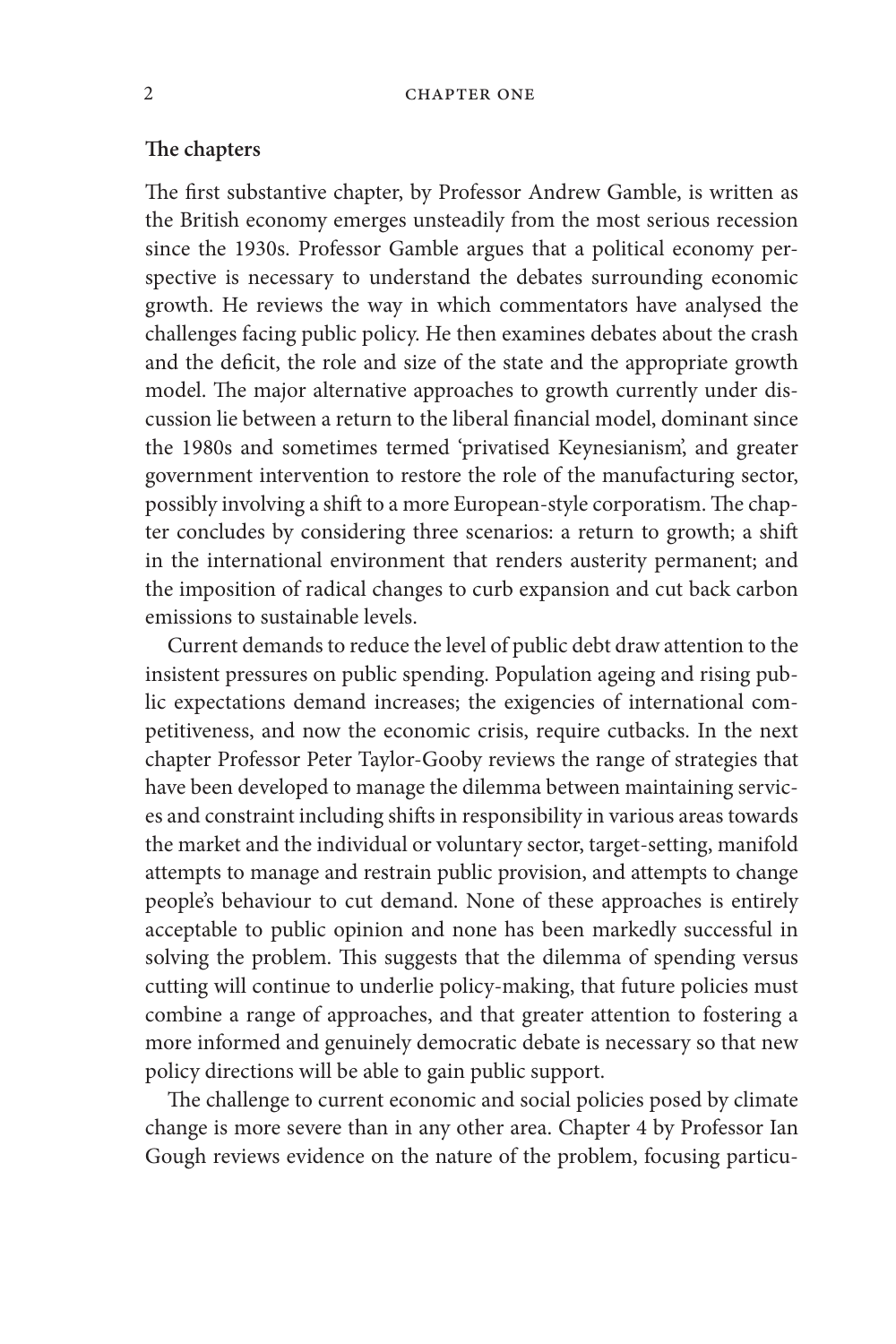## The chapters

The first substantive chapter, by Professor Andrew Gamble, is written as the British economy emerges unsteadily from the most serious recession since the 1930s. Professor Gamble argues that a political economy perspective is necessary to understand the debates surrounding economic growth. He reviews the way in which commentators have analysed the challenges facing public policy. He then examines debates about the crash and the deficit, the role and size of the state and the appropriate growth model. The major alternative approaches to growth currently under discussion lie between a return to the liberal financial model, dominant since the 1980s and sometimes termed 'privatised Keynesianism', and greater government intervention to restore the role of the manufacturing sector, possibly involving a shift to a more European-style corporatism. The chapter concludes by considering three scenarios: a return to growth; a shift in the international environment that renders austerity permanent; and the imposition of radical changes to curb expansion and cut back carbon emissions to sustainable levels.

Current demands to reduce the level of public debt draw attention to the insistent pressures on public spending. Population ageing and rising public expectations demand increases; the exigencies of international competitiveness, and now the economic crisis, require cutbacks. In the next chapter Professor Peter Taylor-Gooby reviews the range of strategies that have been developed to manage the dilemma between maintaining services and constraint including shifts in responsibility in various areas towards the market and the individual or voluntary sector, target-setting, manifold attempts to manage and restrain public provision, and attempts to change people's behaviour to cut demand. None of these approaches is entirely acceptable to public opinion and none has been markedly successful in solving the problem. This suggests that the dilemma of spending versus cutting will continue to underlie policy-making, that future policies must combine a range of approaches, and that greater attention to fostering a more informed and genuinely democratic debate is necessary so that new policy directions will be able to gain public support.

The challenge to current economic and social policies posed by climate change is more severe than in any other area. Chapter 4 by Professor Ian Gough reviews evidence on the nature of the problem, focusing particu-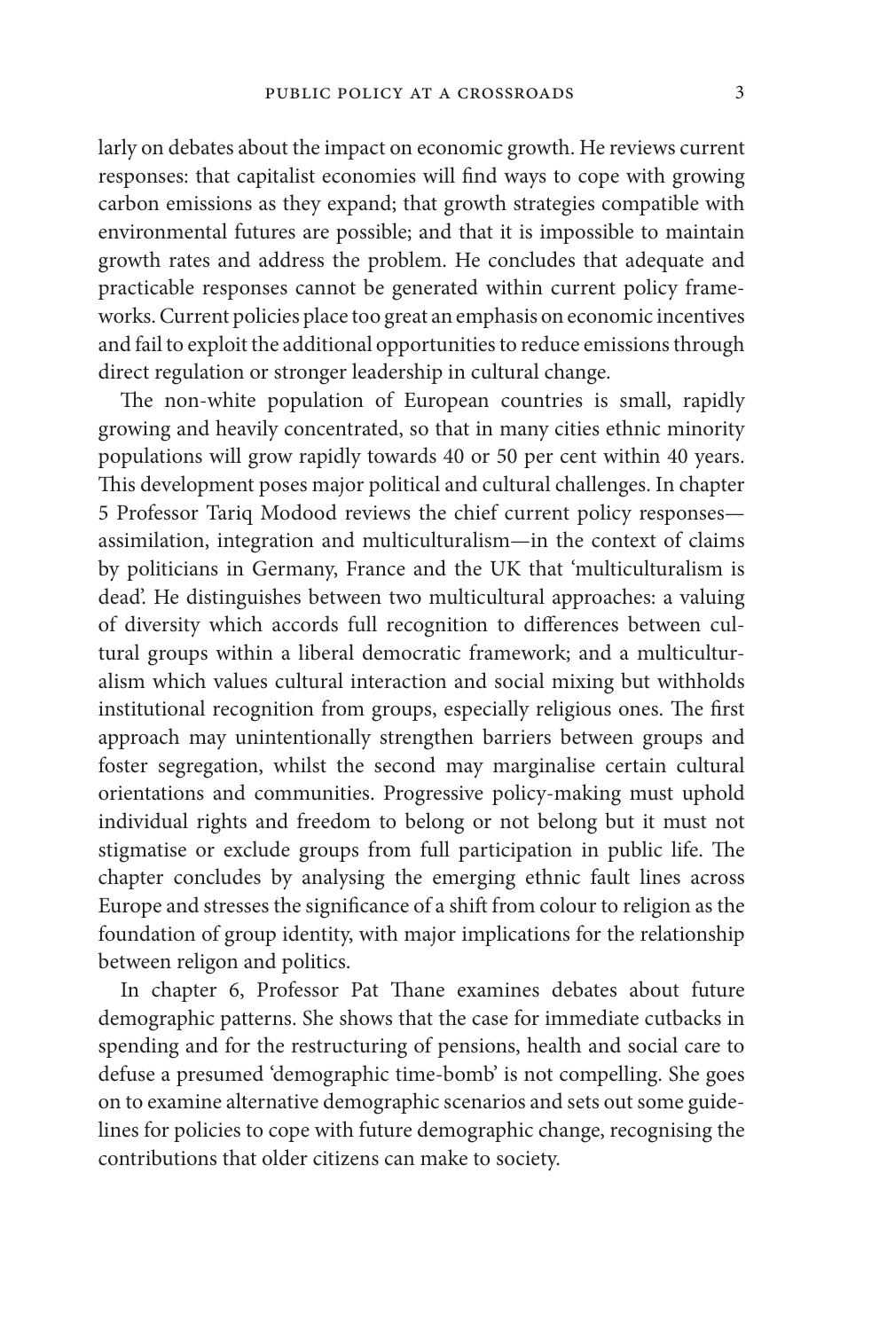larly on debates about the impact on economic growth. He reviews current responses: that capitalist economies will find ways to cope with growing carbon emissions as they expand; that growth strategies compatible with environmental futures are possible; and that it is impossible to maintain growth rates and address the problem. He concludes that adequate and practicable responses cannot be generated within current policy frameworks. Current policies place too great an emphasis on economic incentives and fail to exploit the additional opportunities to reduce emissions through direct regulation or stronger leadership in cultural change.

The non-white population of European countries is small, rapidly growing and heavily concentrated, so that in many cities ethnic minority populations will grow rapidly towards 40 or 50 per cent within 40 years. This development poses major political and cultural challenges. In chapter 5 Professor Tariq Modood reviews the chief current policy responses—assimilation, integration and multiculturalism—in the context of claims by politicians in Germany, France and the UK that 'multiculturalism is dead'. He distinguishes between two multicultural approaches: a valuing of diversity which accords full recognition to differences between cultural groups within a liberal democratic framework; and a multiculturalism which values cultural interaction and social mixing but withholds institutional recognition from groups, especially religious ones. The first approach may unintentionally strengthen barriers between groups and foster segregation, whilst the second may marginalise certain cultural orientations and communities. Progressive policy-making must uphold individual rights and freedom to belong or not belong but it must not stigmatise or exclude groups from full participation in public life. The chapter concludes by analysing the emerging ethnic fault lines across Europe and stresses the significance of a shift from colour to religion as the foundation of group identity, with major implications for the relationship between religon and politics.

In chapter 6, Professor Pat Thane examines debates about future demographic patterns. She shows that the case for immediate cutbacks in spending and for the restructuring of pensions, health and social care to defuse a presumed 'demographic time-bomb' is not compelling. She goes on to examine alternative demographic scenarios and sets out some guidelines for policies to cope with future demographic change, recognising the contributions that older citizens can make to society.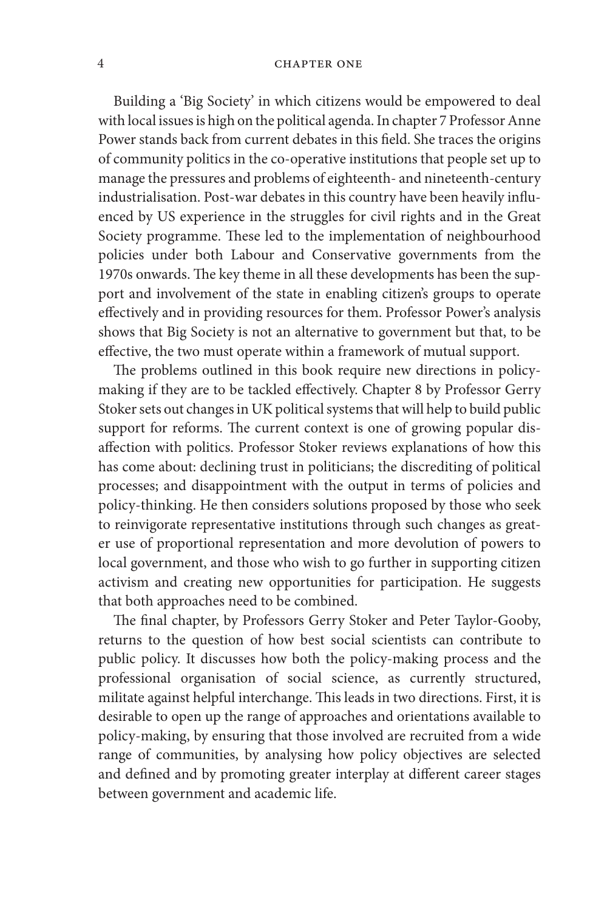Building a 'Big Society' in which citizens would be empowered to deal with local issues is high on the political agenda. In chapter 7 Professor Anne Power stands back from current debates in this field. She traces the origins of community politics in the co-operative institutions that people set up to manage the pressures and problems of eighteenth- and nineteenth-century industrialisation. Post-war debates in this country have been heavily influenced by US experience in the struggles for civil rights and in the Great Society programme. These led to the implementation of neighbourhood policies under both Labour and Conservative governments from the 1970s onwards. The key theme in all these developments has been the support and involvement of the state in enabling citizen's groups to operate effectively and in providing resources for them. Professor Power's analysis shows that Big Society is not an alternative to government but that, to be effective, the two must operate within a framework of mutual support.

The problems outlined in this book require new directions in policy-making if they are to be tackled effectively. Chapter 8 by Professor Gerry Stoker sets out changes in UK political systems that will help to build public support for reforms. The current context is one of growing popular disaffection with politics. Professor Stoker reviews explanations of how this has come about: declining trust in politicians; the discrediting of political processes; and disappointment with the output in terms of policies and policy-thinking. He then considers solutions proposed by those who seek to reinvigorate representative institutions through such changes as greater use of proportional representation and more devolution of powers to local government, and those who wish to go further in supporting citizen activism and creating new opportunities for participation. He suggests that both approaches need to be combined.

The final chapter, by Professors Gerry Stoker and Peter Taylor-Gooby, returns to the question of how best social scientists can contribute to public policy. It discusses how both the policy-making process and the professional organisation of social science, as currently structured, militate against helpful interchange. This leads in two directions. First, it is desirable to open up the range of approaches and orientations available to policy-making, by ensuring that those involved are recruited from a wide range of communities, by analysing how policy objectives are selected and defined and by promoting greater interplay at different career stages between government and academic life.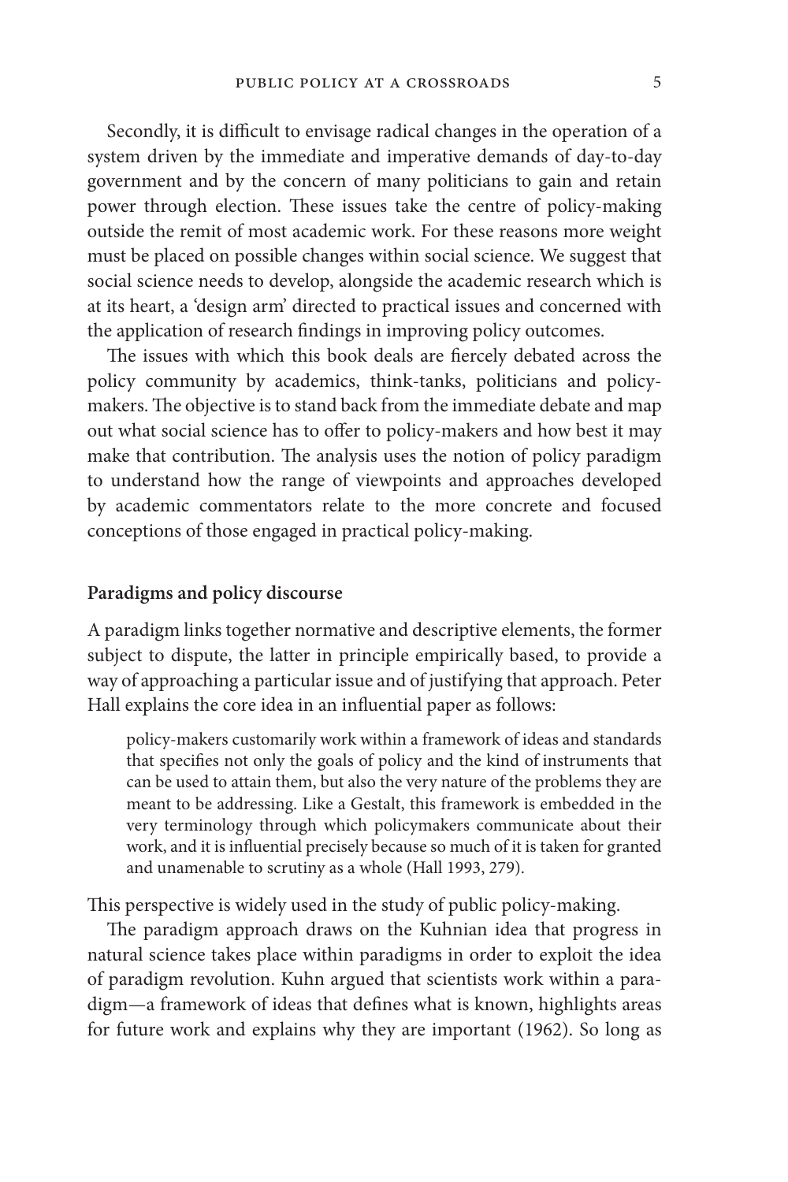Secondly, it is difficult to envisage radical changes in the operation of a system driven by the immediate and imperative demands of day-to-day government and by the concern of many politicians to gain and retain power through election. These issues take the centre of policy-making outside the remit of most academic work. For these reasons more weight must be placed on possible changes within social science. We suggest that social science needs to develop, alongside the academic research which is at its heart, a 'design arm' directed to practical issues and concerned with the application of research findings in improving policy outcomes.

The issues with which this book deals are fiercely debated across the policy community by academics, think-tanks, politicians and policy-makers. The objective is to stand back from the immediate debate and map out what social science has to offer to policy-makers and how best it may make that contribution. The analysis uses the notion of policy paradigm to understand how the range of viewpoints and approaches developed by academic commentators relate to the more concrete and focused conceptions of those engaged in practical policy-making.

**Paradigms and policy discourse**

A paradigm links together normative and descriptive elements, the former subject to dispute, the latter in principle empirically based, to provide a way of approaching a particular issue and of justifying that approach. Peter Hall explains the core idea in an influential paper as follows:

> policy-makers customarily work within a framework of ideas and standards that specifies not only the goals of policy and the kind of instruments that can be used to attain them, but also the very nature of the problems they are meant to be addressing. Like a Gestalt, this framework is embedded in the very terminology through which policymakers communicate about their work, and it is influential precisely because so much of it is taken for granted and unamenable to scrutiny as a whole (Hall 1993, 279).

This perspective is widely used in the study of public policy-making.

The paradigm approach draws on the Kuhnian idea that progress in natural science takes place within paradigms in order to exploit the idea of paradigm revolution. Kuhn argued that scientists work within a paradigm—a framework of ideas that defines what is known, highlights areas for future work and explains why they are important (1962). So long as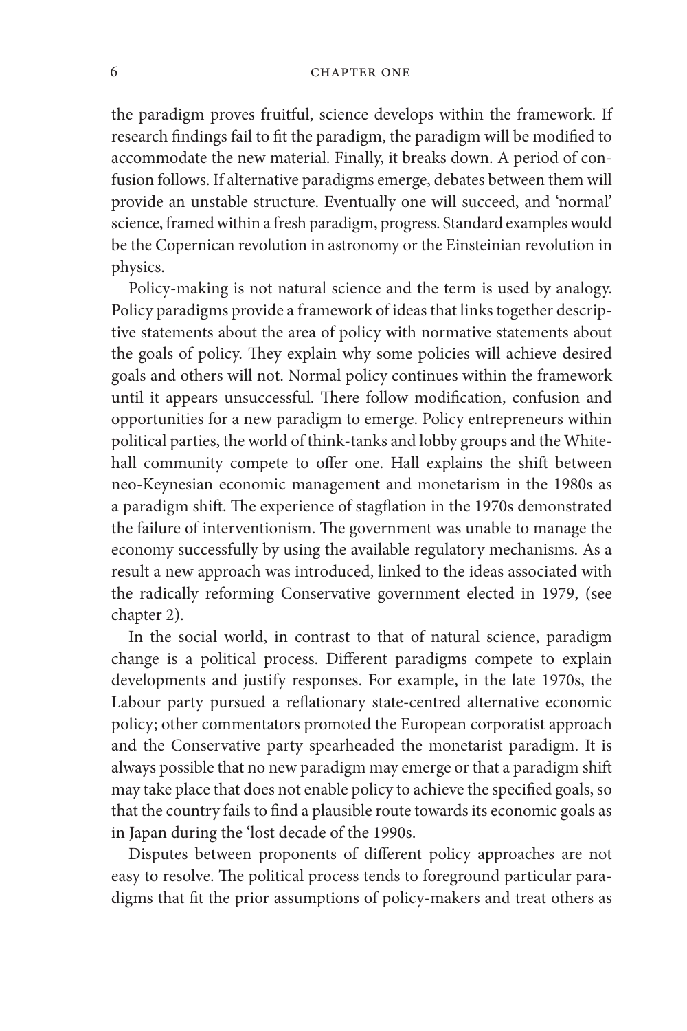the paradigm proves fruitful, science develops within the framework. If research findings fail to fit the paradigm, the paradigm will be modified to accommodate the new material. Finally, it breaks down. A period of confusion follows. If alternative paradigms emerge, debates between them will provide an unstable structure. Eventually one will succeed, and 'normal' science, framed within a fresh paradigm, progress. Standard examples would be the Copernican revolution in astronomy or the Einsteinian revolution in physics.

Policy-making is not natural science and the term is used by analogy. Policy paradigms provide a framework of ideas that links together descriptive statements about the area of policy with normative statements about the goals of policy. They explain why some policies will achieve desired goals and others will not. Normal policy continues within the framework until it appears unsuccessful. There follow modification, confusion and opportunities for a new paradigm to emerge. Policy entrepreneurs within political parties, the world of think-tanks and lobby groups and the Whitehall community compete to offer one. Hall explains the shift between neo-Keynesian economic management and monetarism in the 1980s as a paradigm shift. The experience of stagflation in the 1970s demonstrated the failure of interventionism. The government was unable to manage the economy successfully by using the available regulatory mechanisms. As a result a new approach was introduced, linked to the ideas associated with the radically reforming Conservative government elected in 1979, (see chapter 2).

In the social world, in contrast to that of natural science, paradigm change is a political process. Different paradigms compete to explain developments and justify responses. For example, in the late 1970s, the Labour party pursued a reflationary state-centred alternative economic policy; other commentators promoted the European corporatist approach and the Conservative party spearheaded the monetarist paradigm. It is always possible that no new paradigm may emerge or that a paradigm shift may take place that does not enable policy to achieve the specified goals, so that the country fails to find a plausible route towards its economic goals as in Japan during the 'lost decade of the 1990s.

Disputes between proponents of different policy approaches are not easy to resolve. The political process tends to foreground particular paradigms that fit the prior assumptions of policy-makers and treat others as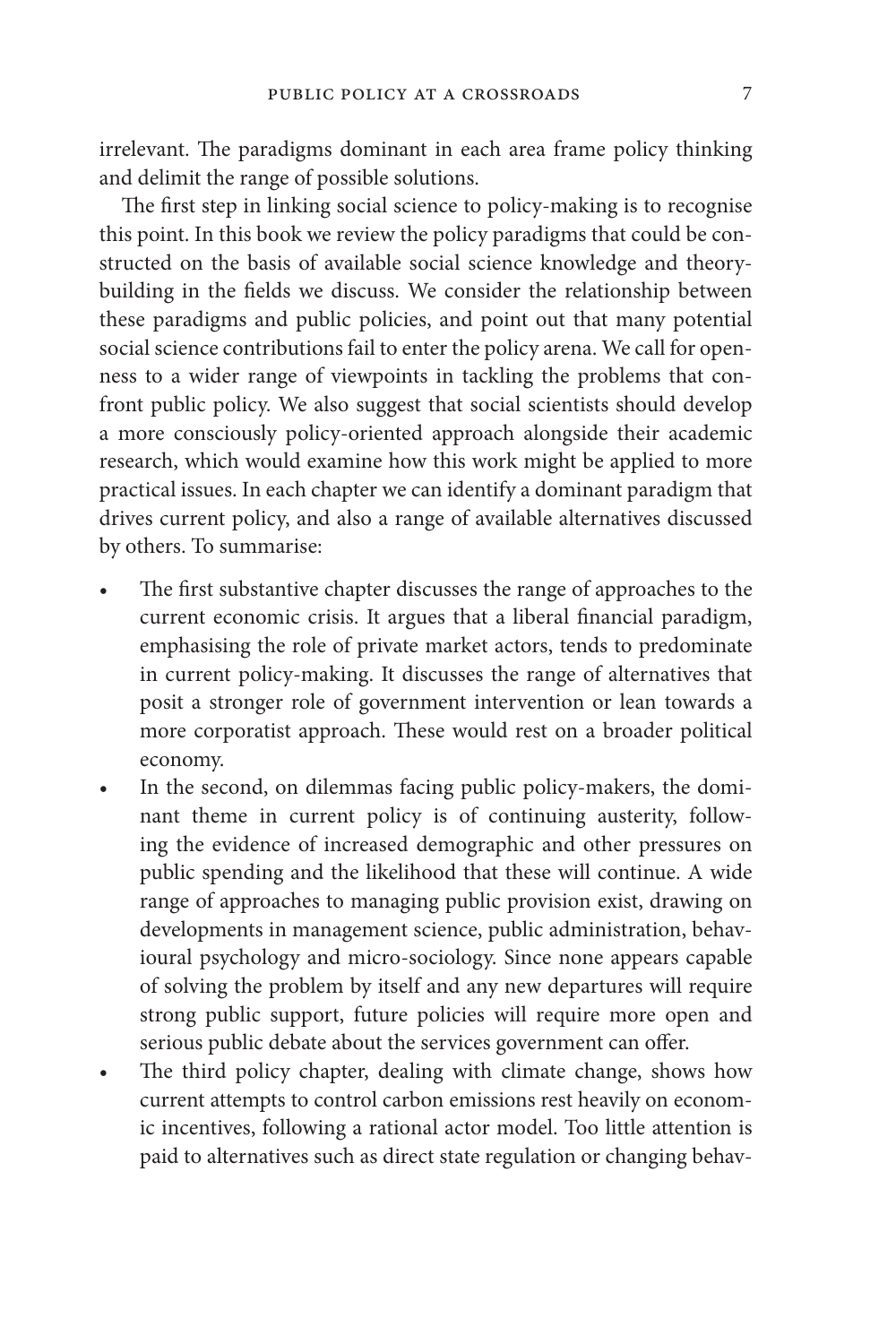irrelevant. The paradigms dominant in each area frame policy thinking and delimit the range of possible solutions.

The first step in linking social science to policy-making is to recognise this point. In this book we review the policy paradigms that could be constructed on the basis of available social science knowledge and theory-building in the fields we discuss. We consider the relationship between these paradigms and public policies, and point out that many potential social science contributions fail to enter the policy arena. We call for openness to a wider range of viewpoints in tackling the problems that confront public policy. We also suggest that social scientists should develop a more consciously policy-oriented approach alongside their academic research, which would examine how this work might be applied to more practical issues. In each chapter we can identify a dominant paradigm that drives current policy, and also a range of available alternatives discussed by others. To summarise:

- The first substantive chapter discusses the range of approaches to the current economic crisis. It argues that a liberal financial paradigm, emphasising the role of private market actors, tends to predominate in current policy-making. It discusses the range of alternatives that posit a stronger role of government intervention or lean towards a more corporatist approach. These would rest on a broader political economy.
- In the second, on dilemmas facing public policy-makers, the dominant theme in current policy is of continuing austerity, following the evidence of increased demographic and other pressures on public spending and the likelihood that these will continue. A wide range of approaches to managing public provision exist, drawing on developments in management science, public administration, behavioural psychology and micro-sociology. Since none appears capable of solving the problem by itself and any new departures will require strong public support, future policies will require more open and serious public debate about the services government can offer.
- The third policy chapter, dealing with climate change, shows how current attempts to control carbon emissions rest heavily on economic incentives, following a rational actor model. Too little attention is paid to alternatives such as direct state regulation or changing behav-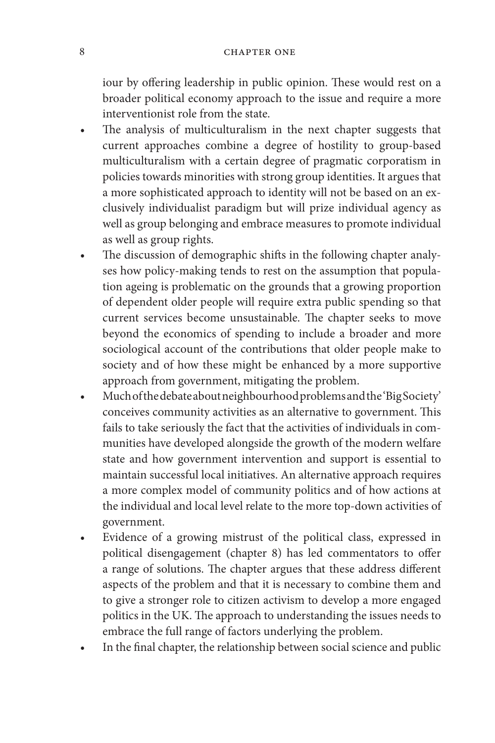iour by offering leadership in public opinion. These would rest on a broader political economy approach to the issue and require a more interventionist role from the state.

- The analysis of multiculturalism in the next chapter suggests that current approaches combine a degree of hostility to group-based multiculturalism with a certain degree of pragmatic corporatism in policies towards minorities with strong group identities. It argues that a more sophisticated approach to identity will not be based on an exclusively individualist paradigm but will prize individual agency as well as group belonging and embrace measures to promote individual as well as group rights.
- The discussion of demographic shifts in the following chapter analyses how policy-making tends to rest on the assumption that population ageing is problematic on the grounds that a growing proportion of dependent older people will require extra public spending so that current services become unsustainable. The chapter seeks to move beyond the economics of spending to include a broader and more sociological account of the contributions that older people make to society and of how these might be enhanced by a more supportive approach from government, mitigating the problem.
- Much of the debate about neighbourhood problems and the 'Big Society' conceives community activities as an alternative to government. This fails to take seriously the fact that the activities of individuals in communities have developed alongside the growth of the modern welfare state and how government intervention and support is essential to maintain successful local initiatives. An alternative approach requires a more complex model of community politics and of how actions at the individual and local level relate to the more top-down activities of government.
- Evidence of a growing mistrust of the political class, expressed in political disengagement (chapter 8) has led commentators to offer a range of solutions. The chapter argues that these address different aspects of the problem and that it is necessary to combine them and to give a stronger role to citizen activism to develop a more engaged politics in the UK. The approach to understanding the issues needs to embrace the full range of factors underlying the problem.
- In the final chapter, the relationship between social science and public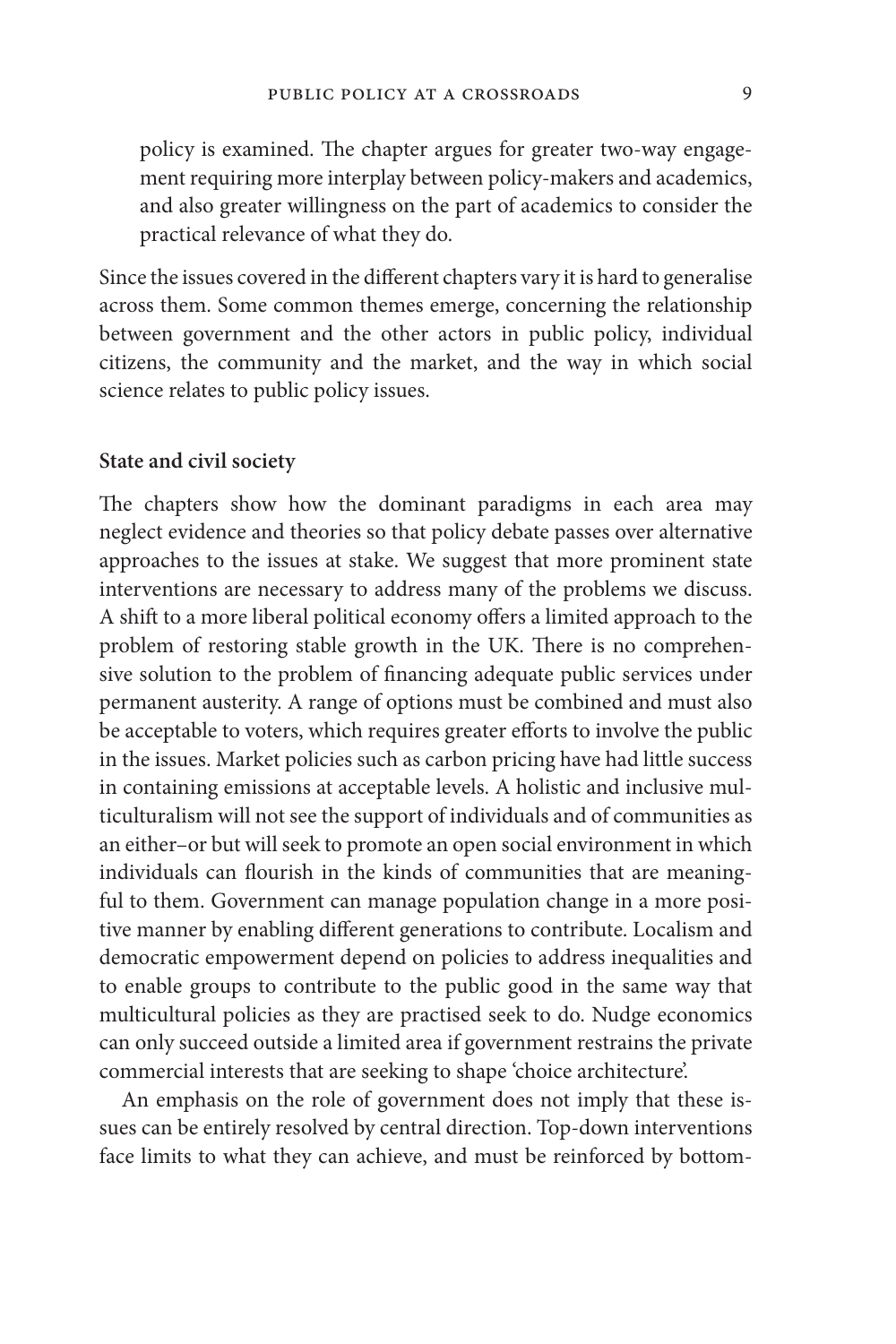policy is examined. The chapter argues for greater two-way engagement requiring more interplay between policy-makers and academics, and also greater willingness on the part of academics to consider the practical relevance of what they do.

Since the issues covered in the different chapters vary it is hard to generalise across them. Some common themes emerge, concerning the relationship between government and the other actors in public policy, individual citizens, the community and the market, and the way in which social science relates to public policy issues.

**State and civil society**

The chapters show how the dominant paradigms in each area may neglect evidence and theories so that policy debate passes over alternative approaches to the issues at stake. We suggest that more prominent state interventions are necessary to address many of the problems we discuss. A shift to a more liberal political economy offers a limited approach to the problem of restoring stable growth in the UK. There is no comprehensive solution to the problem of financing adequate public services under permanent austerity. A range of options must be combined and must also be acceptable to voters, which requires greater efforts to involve the public in the issues. Market policies such as carbon pricing have had little success in containing emissions at acceptable levels. A holistic and inclusive multiculturalism will not see the support of individuals and of communities as an either–or but will seek to promote an open social environment in which individuals can flourish in the kinds of communities that are meaningful to them. Government can manage population change in a more positive manner by enabling different generations to contribute. Localism and democratic empowerment depend on policies to address inequalities and to enable groups to contribute to the public good in the same way that multicultural policies as they are practised seek to do. Nudge economics can only succeed outside a limited area if government restrains the private commercial interests that are seeking to shape 'choice architecture'.

An emphasis on the role of government does not imply that these issues can be entirely resolved by central direction. Top-down interventions face limits to what they can achieve, and must be reinforced by bottom-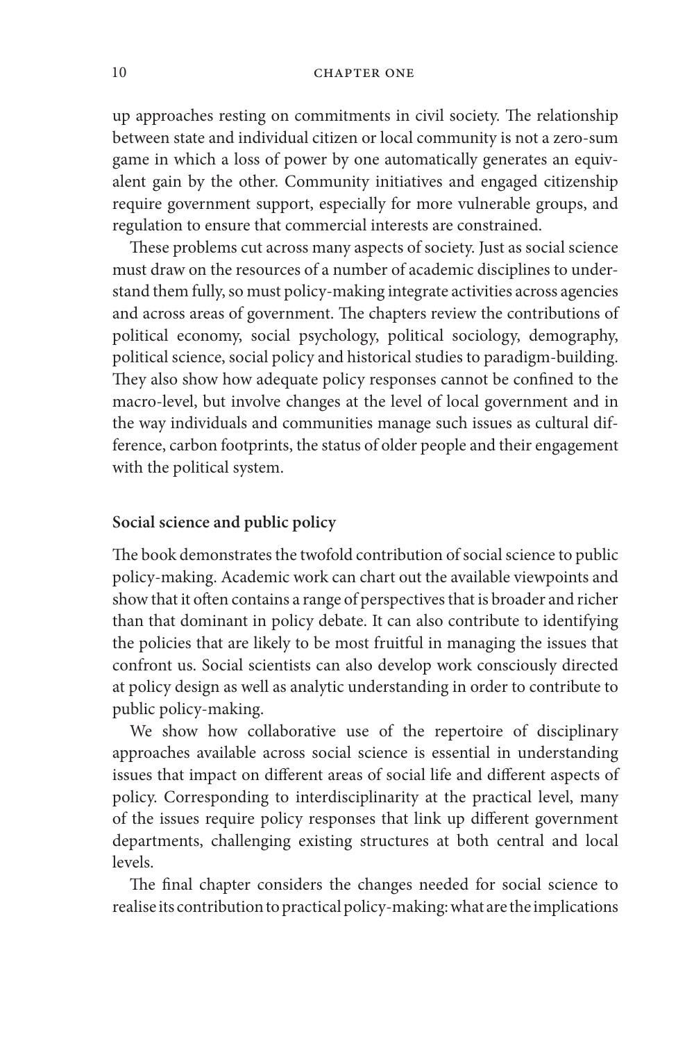up approaches resting on commitments in civil society. The relationship between state and individual citizen or local community is not a zero-sum game in which a loss of power by one automatically generates an equivalent gain by the other. Community initiatives and engaged citizenship require government support, especially for more vulnerable groups, and regulation to ensure that commercial interests are constrained.

These problems cut across many aspects of society. Just as social science must draw on the resources of a number of academic disciplines to understand them fully, so must policy-making integrate activities across agencies and across areas of government. The chapters review the contributions of political economy, social psychology, political sociology, demography, political science, social policy and historical studies to paradigm-building. They also show how adequate policy responses cannot be confined to the macro-level, but involve changes at the level of local government and in the way individuals and communities manage such issues as cultural difference, carbon footprints, the status of older people and their engagement with the political system.

**Social science and public policy**

The book demonstrates the twofold contribution of social science to public policy-making. Academic work can chart out the available viewpoints and show that it often contains a range of perspectives that is broader and richer than that dominant in policy debate. It can also contribute to identifying the policies that are likely to be most fruitful in managing the issues that confront us. Social scientists can also develop work consciously directed at policy design as well as analytic understanding in order to contribute to public policy-making.

We show how collaborative use of the repertoire of disciplinary approaches available across social science is essential in understanding issues that impact on different areas of social life and different aspects of policy. Corresponding to interdisciplinarity at the practical level, many of the issues require policy responses that link up different government departments, challenging existing structures at both central and local levels.

The final chapter considers the changes needed for social science to realise its contribution to practical policy-making: what are the implications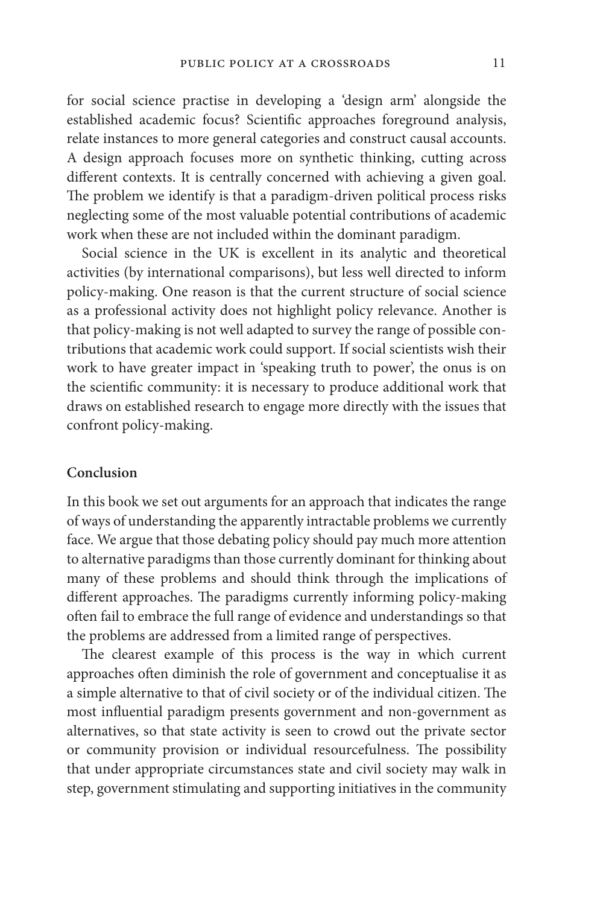for social science practise in developing a 'design arm' alongside the established academic focus? Scientific approaches foreground analysis, relate instances to more general categories and construct causal accounts. A design approach focuses more on synthetic thinking, cutting across different contexts. It is centrally concerned with achieving a given goal. The problem we identify is that a paradigm-driven political process risks neglecting some of the most valuable potential contributions of academic work when these are not included within the dominant paradigm.

Social science in the UK is excellent in its analytic and theoretical activities (by international comparisons), but less well directed to inform policy-making. One reason is that the current structure of social science as a professional activity does not highlight policy relevance. Another is that policy-making is not well adapted to survey the range of possible contributions that academic work could support. If social scientists wish their work to have greater impact in 'speaking truth to power', the onus is on the scientific community: it is necessary to produce additional work that draws on established research to engage more directly with the issues that confront policy-making.

## Conclusion

In this book we set out arguments for an approach that indicates the range of ways of understanding the apparently intractable problems we currently face. We argue that those debating policy should pay much more attention to alternative paradigms than those currently dominant for thinking about many of these problems and should think through the implications of different approaches. The paradigms currently informing policy-making often fail to embrace the full range of evidence and understandings so that the problems are addressed from a limited range of perspectives.

The clearest example of this process is the way in which current approaches often diminish the role of government and conceptualise it as a simple alternative to that of civil society or of the individual citizen. The most influential paradigm presents government and non-government as alternatives, so that state activity is seen to crowd out the private sector or community provision or individual resourcefulness. The possibility that under appropriate circumstances state and civil society may walk in step, government stimulating and supporting initiatives in the community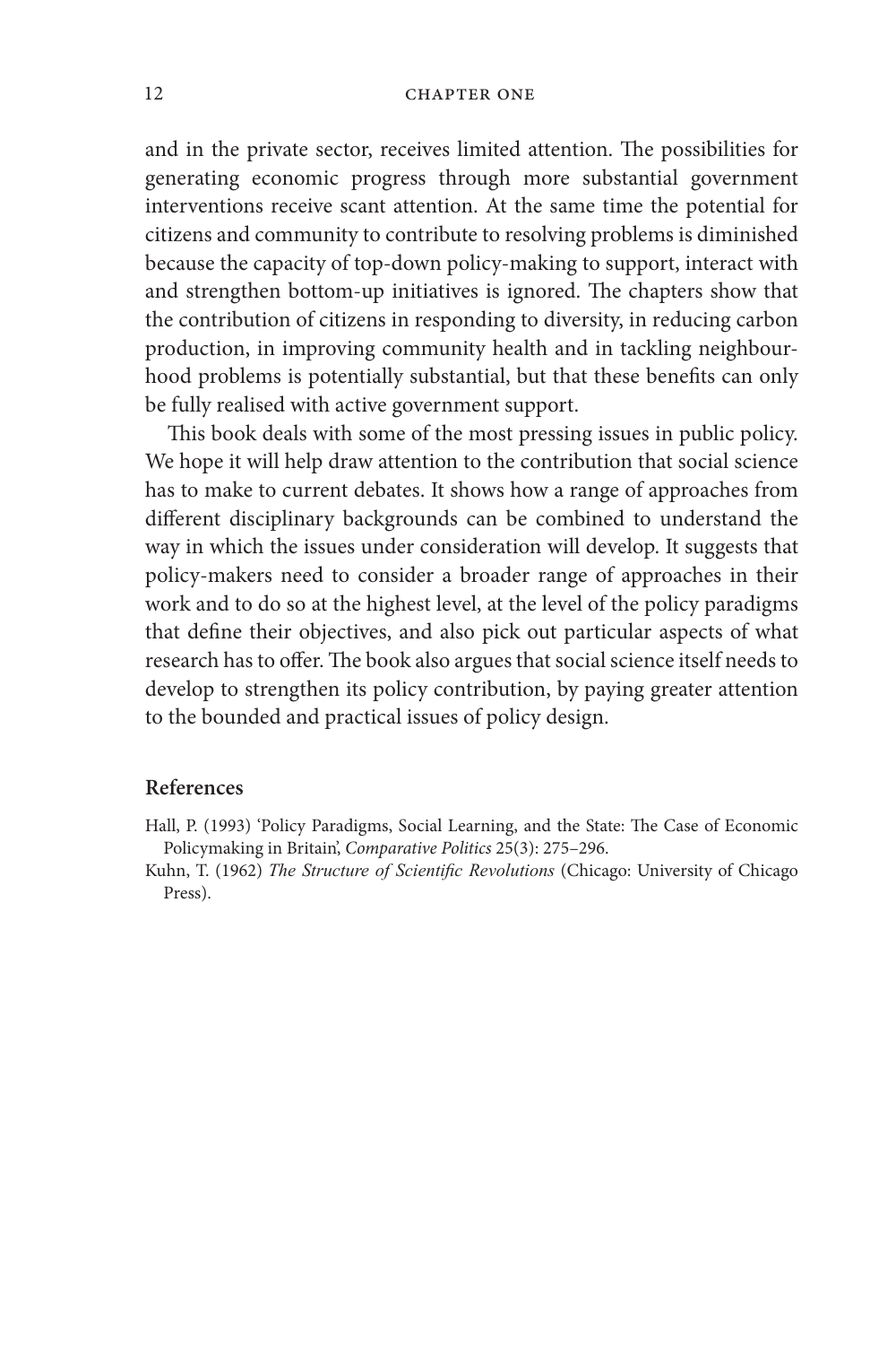and in the private sector, receives limited attention. The possibilities for generating economic progress through more substantial government interventions receive scant attention. At the same time the potential for citizens and community to contribute to resolving problems is diminished because the capacity of top-down policy-making to support, interact with and strengthen bottom-up initiatives is ignored. The chapters show that the contribution of citizens in responding to diversity, in reducing carbon production, in improving community health and in tackling neighbourhood problems is potentially substantial, but that these benefits can only be fully realised with active government support.

This book deals with some of the most pressing issues in public policy. We hope it will help draw attention to the contribution that social science has to make to current debates. It shows how a range of approaches from different disciplinary backgrounds can be combined to understand the way in which the issues under consideration will develop. It suggests that policy-makers need to consider a broader range of approaches in their work and to do so at the highest level, at the level of the policy paradigms that define their objectives, and also pick out particular aspects of what research has to offer. The book also argues that social science itself needs to develop to strengthen its policy contribution, by paying greater attention to the bounded and practical issues of policy design.

## References

Hall, P. (1993) 'Policy Paradigms, Social Learning, and the State: The Case of Economic Policymaking in Britain', *Comparative Politics* 25(3): 275–296.

Kuhn, T. (1962) *The Structure of Scientific Revolutions* (Chicago: University of Chicago Press).